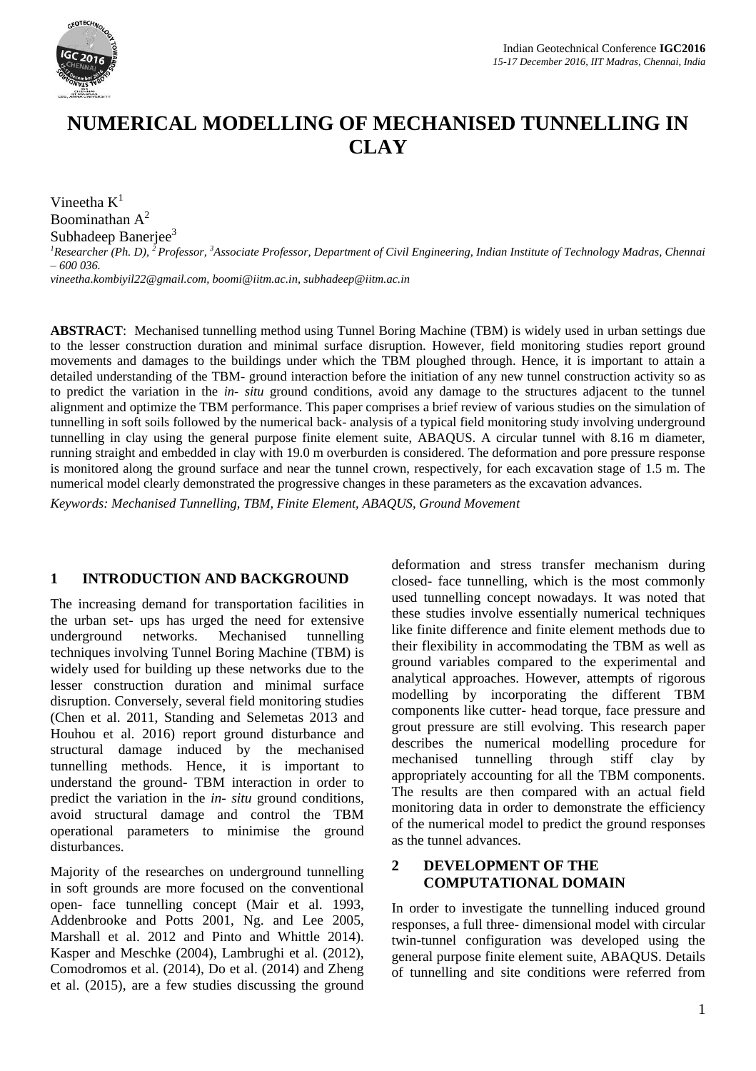# NUMERICAL MODELLING OF MECHANISED TUNNELLING IN CLAY

Vineetha K[1]
Boominathan A[2]
Subhadeep Banerjee[3]

*[1]Researcher (Ph. D), [2] Professor, [3]Associate Professor, Department of Civil Engineering, Indian Institute of Technology Madras, Chennai – 600 036.*

*vineetha.kombiyil22@gmail.com, boomi@iitm.ac.in, subhadeep@iitm.ac.in*

**ABSTRACT**: Mechanised tunnelling method using Tunnel Boring Machine (TBM) is widely used in urban settings due to the lesser construction duration and minimal surface disruption. However, field monitoring studies report ground movements and damages to the buildings under which the TBM ploughed through. Hence, it is important to attain a detailed understanding of the TBM- ground interaction before the initiation of any new tunnel construction activity so as to predict the variation in the *in- situ* ground conditions, avoid any damage to the structures adjacent to the tunnel alignment and optimize the TBM performance. This paper comprises a brief review of various studies on the simulation of tunnelling in soft soils followed by the numerical back- analysis of a typical field monitoring study involving underground tunnelling in clay using the general purpose finite element suite, ABAQUS. A circular tunnel with 8.16 m diameter, running straight and embedded in clay with 19.0 m overburden is considered. The deformation and pore pressure response is monitored along the ground surface and near the tunnel crown, respectively, for each excavation stage of 1.5 m. The numerical model clearly demonstrated the progressive changes in these parameters as the excavation advances.

*Keywords: Mechanised Tunnelling, TBM, Finite Element, ABAQUS, Ground Movement*

## 1 INTRODUCTION AND BACKGROUND

The increasing demand for transportation facilities in the urban set- ups has urged the need for extensive underground networks. Mechanised tunnelling techniques involving Tunnel Boring Machine (TBM) is widely used for building up these networks due to the lesser construction duration and minimal surface disruption. Conversely, several field monitoring studies (Chen et al. 2011, Standing and Selemetas 2013 and Houhou et al. 2016) report ground disturbance and structural damage induced by the mechanised tunnelling methods. Hence, it is important to understand the ground- TBM interaction in order to predict the variation in the *in- situ* ground conditions, avoid structural damage and control the TBM operational parameters to minimise the ground disturbances.

Majority of the researches on underground tunnelling in soft grounds are more focused on the conventional open- face tunnelling concept (Mair et al. 1993, Addenbrooke and Potts 2001, Ng. and Lee 2005, Marshall et al. 2012 and Pinto and Whittle 2014). Kasper and Meschke (2004), Lambrughi et al. (2012), Comodromos et al. (2014), Do et al. (2014) and Zheng et al. (2015), are a few studies discussing the ground deformation and stress transfer mechanism during closed- face tunnelling, which is the most commonly used tunnelling concept nowadays. It was noted that these studies involve essentially numerical techniques like finite difference and finite element methods due to their flexibility in accommodating the TBM as well as ground variables compared to the experimental and analytical approaches. However, attempts of rigorous modelling by incorporating the different TBM components like cutter- head torque, face pressure and grout pressure are still evolving. This research paper describes the numerical modelling procedure for mechanised tunnelling through stiff clay by appropriately accounting for all the TBM components. The results are then compared with an actual field monitoring data in order to demonstrate the efficiency of the numerical model to predict the ground responses as the tunnel advances.

## 2 DEVELOPMENT OF THE COMPUTATIONAL DOMAIN

In order to investigate the tunnelling induced ground responses, a full three- dimensional model with circular twin-tunnel configuration was developed using the general purpose finite element suite, ABAQUS. Details of tunnelling and site conditions were referred from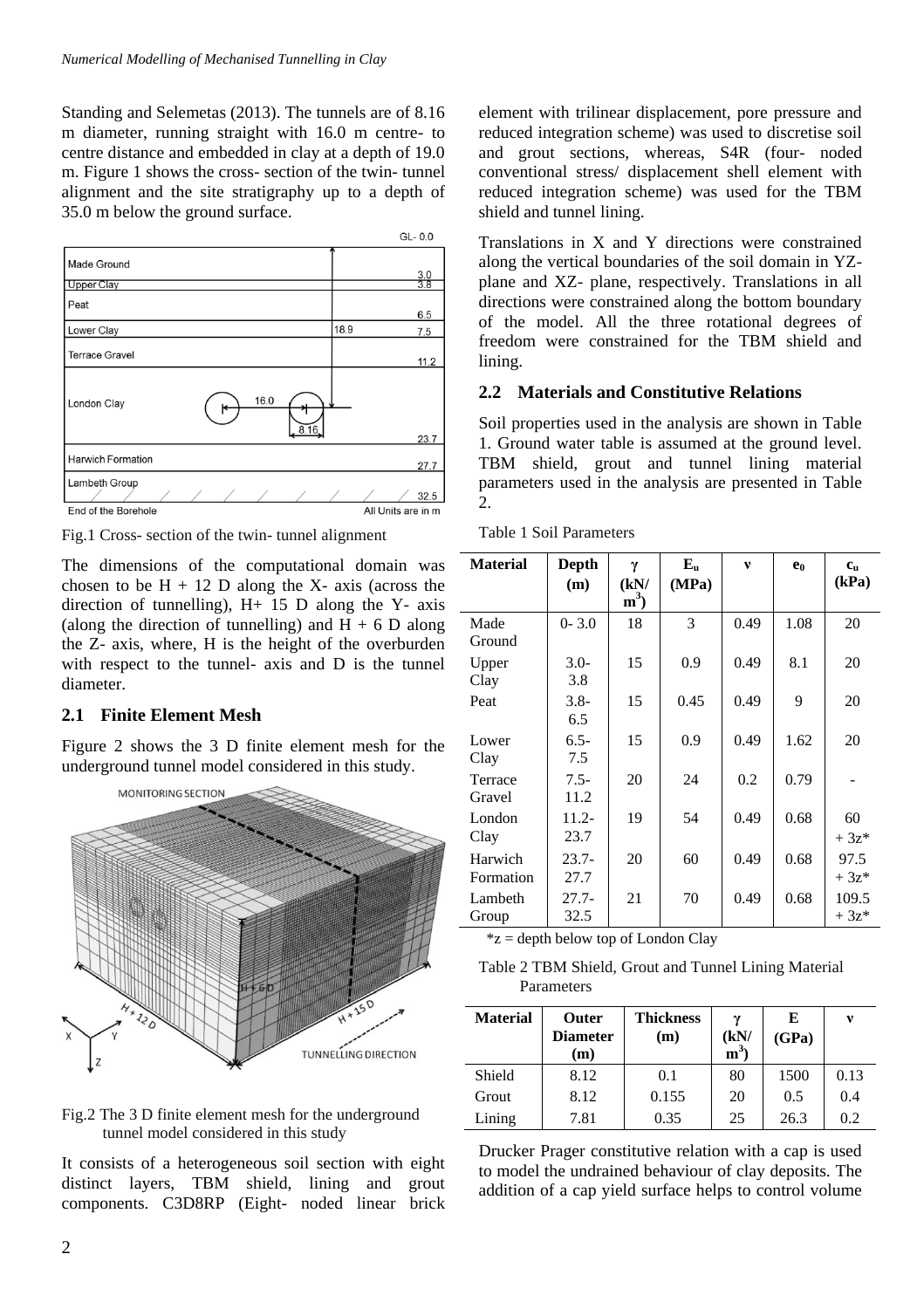Standing and Selemetas (2013). The tunnels are of 8.16 m diameter, running straight with 16.0 m centre- to centre distance and embedded in clay at a depth of 19.0 m. Figure 1 shows the cross- section of the twin- tunnel alignment and the site stratigraphy up to a depth of 35.0 m below the ground surface.

GL- 0.0
Made Ground
3.0
Upper Clay
3.8
Peat
6.5
Lower Clay
18.9
7.5
Terrace Gravel
11.2
London Clay
16.0
8.16
23.7
Harwich Formation
27.7
Lambeth Group
32.5
End of the Borehole
All Units are in m

Fig.1 Cross- section of the twin- tunnel alignment

The dimensions of the computational domain was chosen to be H + 12 D along the X- axis (across the direction of tunnelling), H+ 15 D along the Y- axis (along the direction of tunnelling) and H + 6 D along the Z- axis, where, H is the height of the overburden with respect to the tunnel- axis and D is the tunnel diameter.

### 2.1 Finite Element Mesh

Figure 2 shows the 3 D finite element mesh for the underground tunnel model considered in this study.

MONITORING SECTION
H + 6D
H + 12 D
H + 15 D
X
Y
Z
TUNNELLING DIRECTION

Fig.2 The 3 D finite element mesh for the underground tunnel model considered in this study

It consists of a heterogeneous soil section with eight distinct layers, TBM shield, lining and grout components. C3D8RP (Eight- noded linear brick element with trilinear displacement, pore pressure and reduced integration scheme) was used to discretise soil and grout sections, whereas, S4R (four- noded conventional stress/ displacement shell element with reduced integration scheme) was used for the TBM shield and tunnel lining.

Translations in X and Y directions were constrained along the vertical boundaries of the soil domain in YZ-plane and XZ- plane, respectively. Translations in all directions were constrained along the bottom boundary of the model. All the three rotational degrees of freedom were constrained for the TBM shield and lining.

### 2.2 Materials and Constitutive Relations

Soil properties used in the analysis are shown in Table 1. Ground water table is assumed at the ground level. TBM shield, grout and tunnel lining material parameters used in the analysis are presented in Table 2.

Table 1 Soil Parameters

| Material | Depth (m) | $\gamma$ (kN/ $m^3$) | $E_u$ (MPa) | $\nu$ | $e_0$ | $c_u$ (kPa) |
|---|---|---|---|---|---|---|
| Made Ground | 0- 3.0 | 18 | 3 | 0.49 | 1.08 | 20 |
| Upper Clay | 3.0- 3.8 | 15 | 0.9 | 0.49 | 8.1 | 20 |
| Peat | 3.8- 6.5 | 15 | 0.45 | 0.49 | 9 | 20 |
| Lower Clay | 6.5- 7.5 | 15 | 0.9 | 0.49 | 1.62 | 20 |
| Terrace Gravel | 7.5- 11.2 | 20 | 24 | 0.2 | 0.79 | - |
| London Clay | 11.2- 23.7 | 19 | 54 | 0.49 | 0.68 | 60 + 3z* |
| Harwich Formation | 23.7- 27.7 | 20 | 60 | 0.49 | 0.68 | 97.5 + 3z* |
| Lambeth Group | 27.7- 32.5 | 21 | 70 | 0.49 | 0.68 | 109.5 + 3z* |

*z = depth below top of London Clay

Table 2 TBM Shield, Grout and Tunnel Lining Material Parameters

| Material | Outer Diameter (m) | Thickness (m) | $\gamma$ (kN/ $m^3$) | E (GPa) | $\nu$ |
|---|---|---|---|---|---|
| Shield | 8.12 | 0.1 | 80 | 1500 | 0.13 |
| Grout | 8.12 | 0.155 | 20 | 0.5 | 0.4 |
| Lining | 7.81 | 0.35 | 25 | 26.3 | 0.2 |

Drucker Prager constitutive relation with a cap is used to model the undrained behaviour of clay deposits. The addition of a cap yield surface helps to control volume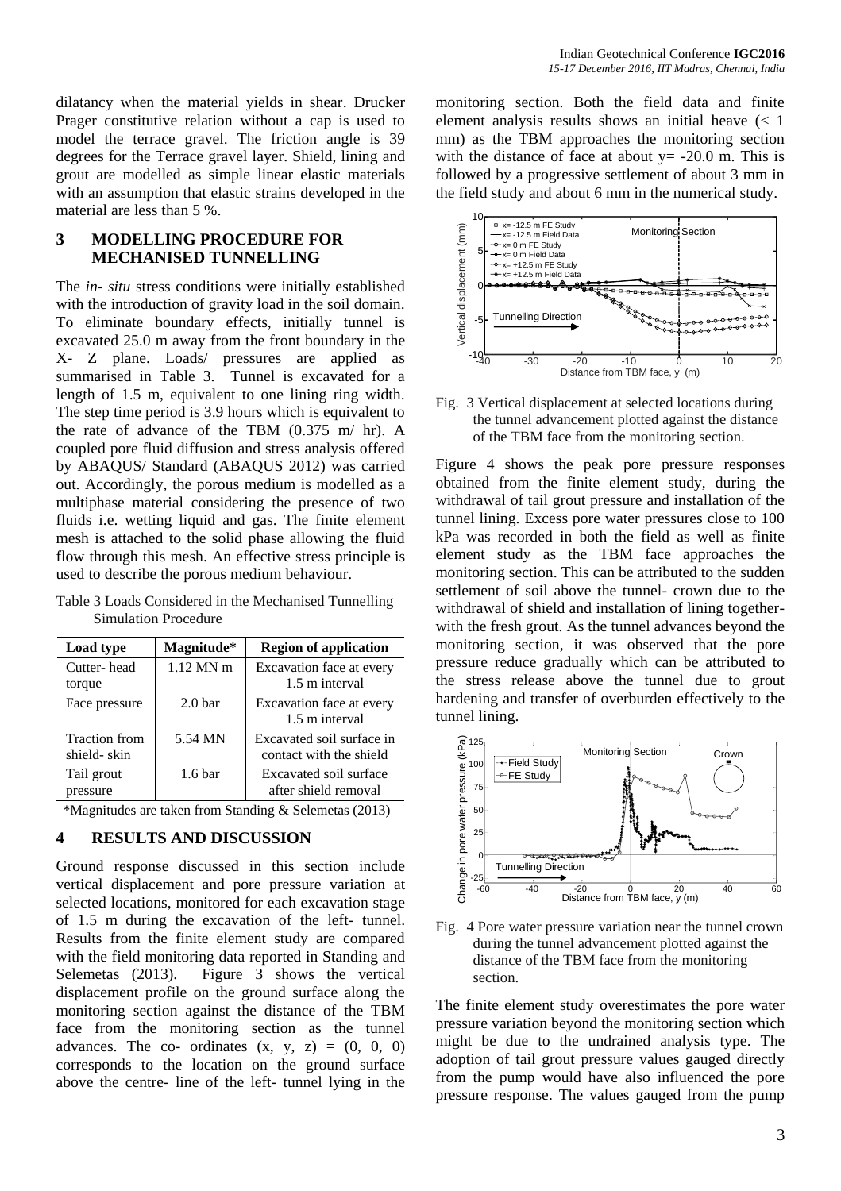dilatancy when the material yields in shear. Drucker Prager constitutive relation without a cap is used to model the terrace gravel. The friction angle is 39 degrees for the Terrace gravel layer. Shield, lining and grout are modelled as simple linear elastic materials with an assumption that elastic strains developed in the material are less than 5 %.

## 3 MODELLING PROCEDURE FOR MECHANISED TUNNELLING

The *in- situ* stress conditions were initially established with the introduction of gravity load in the soil domain. To eliminate boundary effects, initially tunnel is excavated 25.0 m away from the front boundary in the X- Z plane. Loads/ pressures are applied as summarised in Table 3. Tunnel is excavated for a length of 1.5 m, equivalent to one lining ring width. The step time period is 3.9 hours which is equivalent to the rate of advance of the TBM (0.375 m/ hr). A coupled pore fluid diffusion and stress analysis offered by ABAQUS/ Standard (ABAQUS 2012) was carried out. Accordingly, the porous medium is modelled as a multiphase material considering the presence of two fluids i.e. wetting liquid and gas. The finite element mesh is attached to the solid phase allowing the fluid flow through this mesh. An effective stress principle is used to describe the porous medium behaviour.

Table 3 Loads Considered in the Mechanised Tunnelling Simulation Procedure

| Load type | Magnitude* | Region of application |
|---|---|---|
| Cutter- head torque | 1.12 MN m | Excavation face at every 1.5 m interval |
| Face pressure | 2.0 bar | Excavation face at every 1.5 m interval |
| Traction from shield- skin | 5.54 MN | Excavated soil surface in contact with the shield |
| Tail grout pressure | 1.6 bar | Excavated soil surface after shield removal |

*Magnitudes are taken from Standing & Selemetas (2013)

## 4 RESULTS AND DISCUSSION

Ground response discussed in this section include vertical displacement and pore pressure variation at selected locations, monitored for each excavation stage of 1.5 m during the excavation of the left- tunnel. Results from the finite element study are compared with the field monitoring data reported in Standing and Selemetas (2013). Figure 3 shows the vertical displacement profile on the ground surface along the monitoring section against the distance of the TBM face from the monitoring section as the tunnel advances. The co- ordinates (x, y, z) = (0, 0, 0) corresponds to the location on the ground surface above the centre- line of the left- tunnel lying in the monitoring section. Both the field data and finite element analysis results shows an initial heave (< 1 mm) as the TBM approaches the monitoring section with the distance of face at about y= -20.0 m. This is followed by a progressive settlement of about 3 mm in the field study and about 6 mm in the numerical study.

x= -12.5 m FE Study
x= -12.5 m Field Data
x= 0 m FE Study
x= 0 m Field Data
x= +12.5 m FE Study
x= +12.5 m Field Data
Monitoring Section
Tunnelling Direction
Vertical displacement (mm)
Distance from TBM face, y (m)
10
5
0
-5
-10
-40
-30
-20
-10
0
10
20

Fig. 3 Vertical displacement at selected locations during the tunnel advancement plotted against the distance of the TBM face from the monitoring section.

Figure 4 shows the peak pore pressure responses obtained from the finite element study, during the withdrawal of tail grout pressure and installation of the tunnel lining. Excess pore water pressures close to 100 kPa was recorded in both the field as well as finite element study as the TBM face approaches the monitoring section. This can be attributed to the sudden settlement of soil above the tunnel- crown due to the withdrawal of shield and installation of lining together-with the fresh grout. As the tunnel advances beyond the monitoring section, it was observed that the pore pressure reduce gradually which can be attributed to the stress release above the tunnel due to grout hardening and transfer of overburden effectively to the tunnel lining.

Field Study
FE Study
Monitoring Section
Crown
Tunnelling Direction
Change in pore water pressure (kPa)
Distance from TBM face, y (m)
125
100
75
50
25
0
-25
-60
-40
-20
0
20
40
60

Fig. 4 Pore water pressure variation near the tunnel crown during the tunnel advancement plotted against the distance of the TBM face from the monitoring section.

The finite element study overestimates the pore water pressure variation beyond the monitoring section which might be due to the undrained analysis type. The adoption of tail grout pressure values gauged directly from the pump would have also influenced the pore pressure response. The values gauged from the pump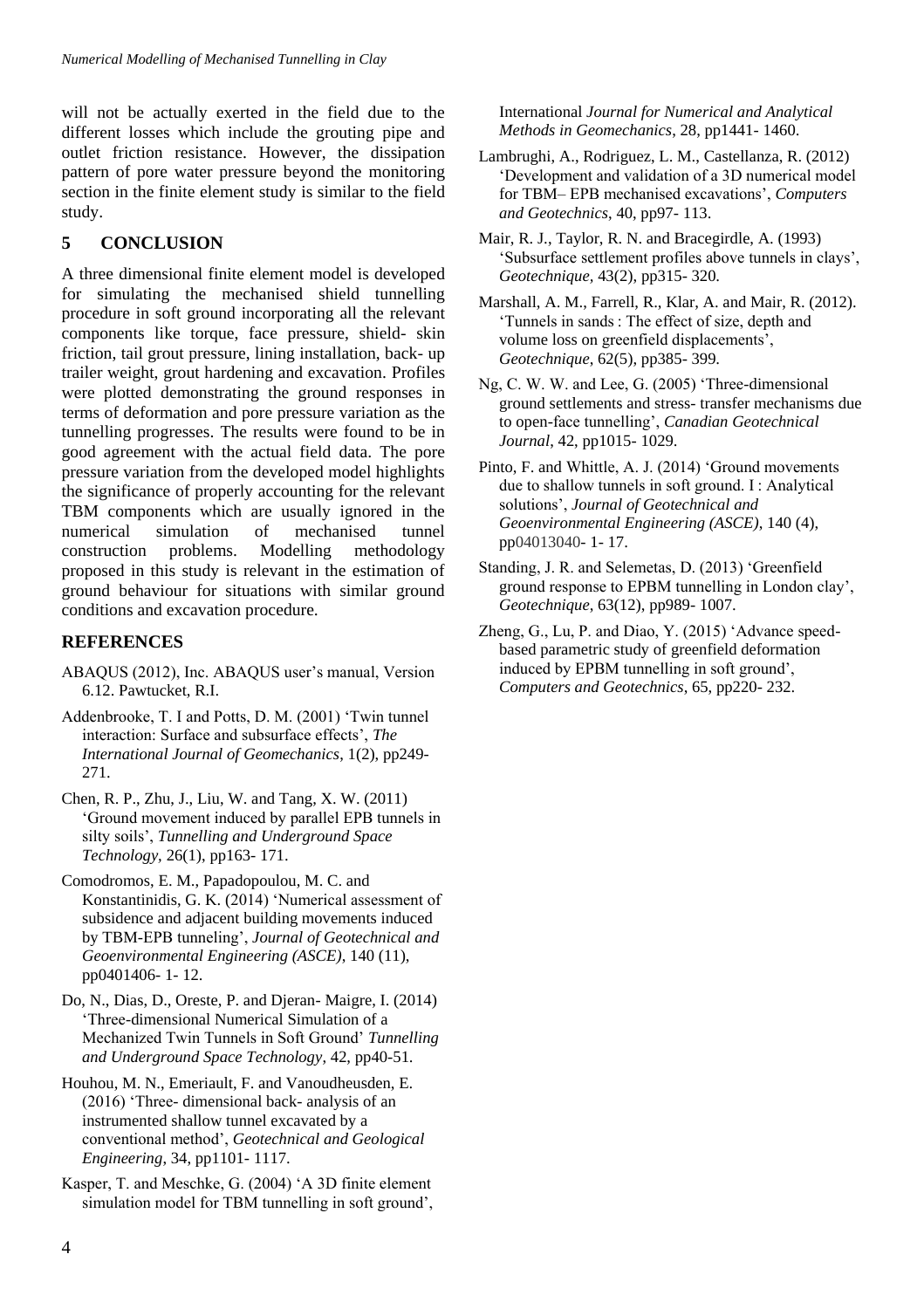will not be actually exerted in the field due to the different losses which include the grouting pipe and outlet friction resistance. However, the dissipation pattern of pore water pressure beyond the monitoring section in the finite element study is similar to the field study.

## 5 CONCLUSION

A three dimensional finite element model is developed for simulating the mechanised shield tunnelling procedure in soft ground incorporating all the relevant components like torque, face pressure, shield- skin friction, tail grout pressure, lining installation, back- up trailer weight, grout hardening and excavation. Profiles were plotted demonstrating the ground responses in terms of deformation and pore pressure variation as the tunnelling progresses. The results were found to be in good agreement with the actual field data. The pore pressure variation from the developed model highlights the significance of properly accounting for the relevant TBM components which are usually ignored in the numerical simulation of mechanised tunnel construction problems. Modelling methodology proposed in this study is relevant in the estimation of ground behaviour for situations with similar ground conditions and excavation procedure.

## REFERENCES

ABAQUS (2012), Inc. ABAQUS user's manual, Version 6.12. Pawtucket, R.I.

Addenbrooke, T. I and Potts, D. M. (2001) 'Twin tunnel interaction: Surface and subsurface effects', *The International Journal of Geomechanics*, 1(2), pp249- 271.

Chen, R. P., Zhu, J., Liu, W. and Tang, X. W. (2011) 'Ground movement induced by parallel EPB tunnels in silty soils', *Tunnelling and Underground Space Technology*, 26(1), pp163- 171.

Comodromos, E. M., Papadopoulou, M. C. and Konstantinidis, G. K. (2014) 'Numerical assessment of subsidence and adjacent building movements induced by TBM-EPB tunneling', *Journal of Geotechnical and Geoenvironmental Engineering (ASCE)*, 140 (11), pp0401406- 1- 12.

Do, N., Dias, D., Oreste, P. and Djeran- Maigre, I. (2014) 'Three-dimensional Numerical Simulation of a Mechanized Twin Tunnels in Soft Ground' *Tunnelling and Underground Space Technology*, 42, pp40-51.

Houhou, M. N., Emeriault, F. and Vanoudheusden, E. (2016) 'Three- dimensional back- analysis of an instrumented shallow tunnel excavated by a conventional method', *Geotechnical and Geological Engineering*, 34, pp1101- 1117.

Kasper, T. and Meschke, G. (2004) 'A 3D finite element simulation model for TBM tunnelling in soft ground', International *Journal for Numerical and Analytical Methods in Geomechanics*, 28, pp1441- 1460.

Lambrughi, A., Rodriguez, L. M., Castellanza, R. (2012) 'Development and validation of a 3D numerical model for TBM– EPB mechanised excavations', *Computers and Geotechnics*, 40, pp97- 113.

Mair, R. J., Taylor, R. N. and Bracegirdle, A. (1993) 'Subsurface settlement profiles above tunnels in clays', *Geotechnique*, 43(2), pp315- 320.

Marshall, A. M., Farrell, R., Klar, A. and Mair, R. (2012). 'Tunnels in sands : The effect of size, depth and volume loss on greenfield displacements', *Geotechnique*, 62(5), pp385- 399.

Ng, C. W. W. and Lee, G. (2005) 'Three-dimensional ground settlements and stress- transfer mechanisms due to open-face tunnelling', *Canadian Geotechnical Journal*, 42, pp1015- 1029.

Pinto, F. and Whittle, A. J. (2014) 'Ground movements due to shallow tunnels in soft ground. I : Analytical solutions', *Journal of Geotechnical and Geoenvironmental Engineering (ASCE)*, 140 (4), pp04013040- 1- 17.

Standing, J. R. and Selemetas, D. (2013) 'Greenfield ground response to EPBM tunnelling in London clay', *Geotechnique*, 63(12), pp989- 1007.

Zheng, G., Lu, P. and Diao, Y. (2015) 'Advance speed-based parametric study of greenfield deformation induced by EPBM tunnelling in soft ground', *Computers and Geotechnics*, 65, pp220- 232.